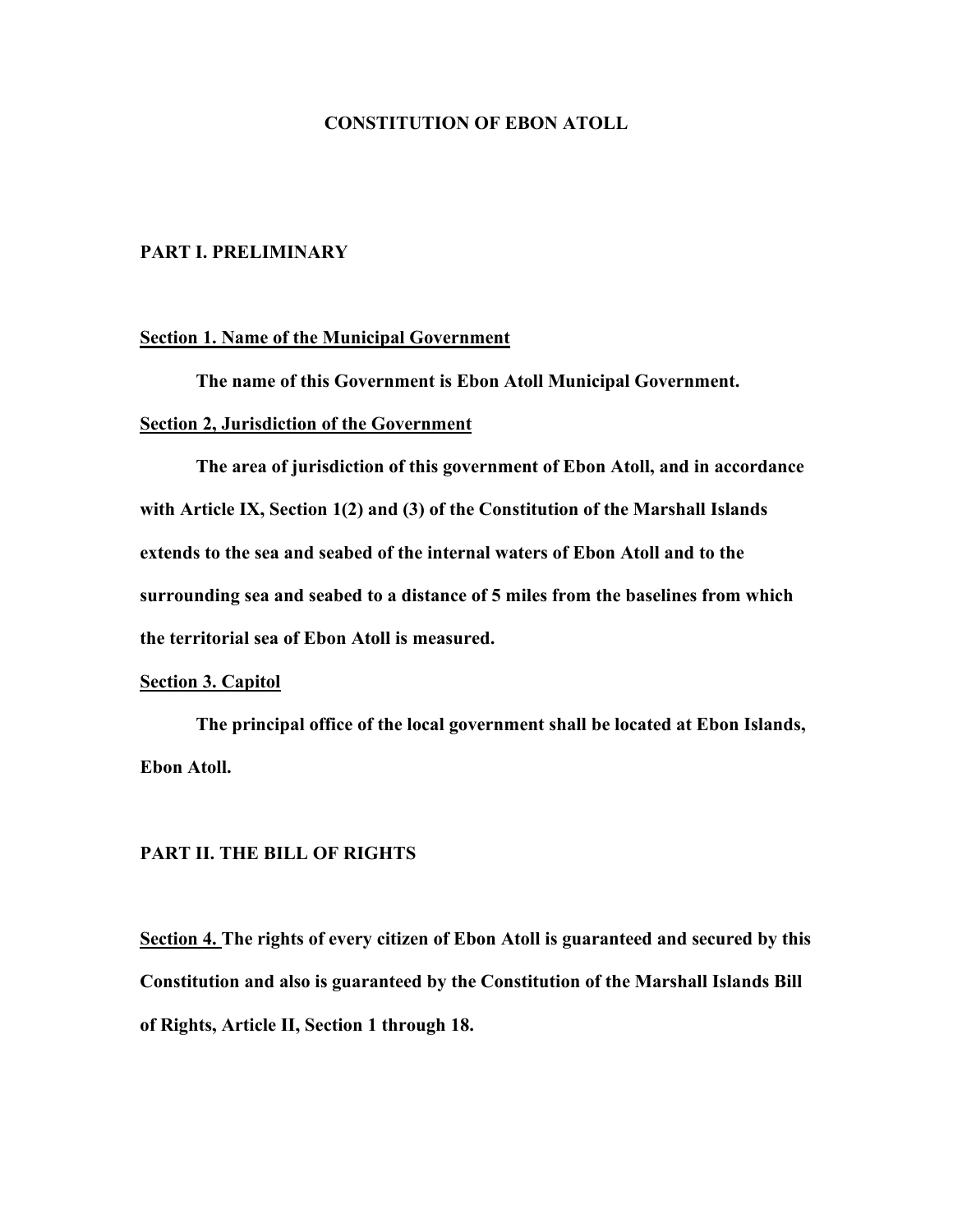# CONSTITUTION OF EBON ATOLL

## PART I. PRELIMINARY

### Section 1. Name of the Municipal Government

**The name of this Government is Ebon Atoll Municipal Government.**

### Section 2, Jurisdiction of the Government

**The area of jurisdiction of this government of Ebon Atoll, and in accordance with Article IX, Section 1(2) and (3) of the Constitution of the Marshall Islands extends to the sea and seabed of the internal waters of Ebon Atoll and to the surrounding sea and seabed to a distance of 5 miles from the baselines from which the territorial sea of Ebon Atoll is measured.**

### Section 3. Capitol

**The principal office of the local government shall be located at Ebon Islands, Ebon Atoll.**

## PART II. THE BILL OF RIGHTS

**<u>Section 4.</u> The rights of every citizen of Ebon Atoll is guaranteed and secured by this Constitution and also is guaranteed by the Constitution of the Marshall Islands Bill of Rights, Article II, Section 1 through 18.**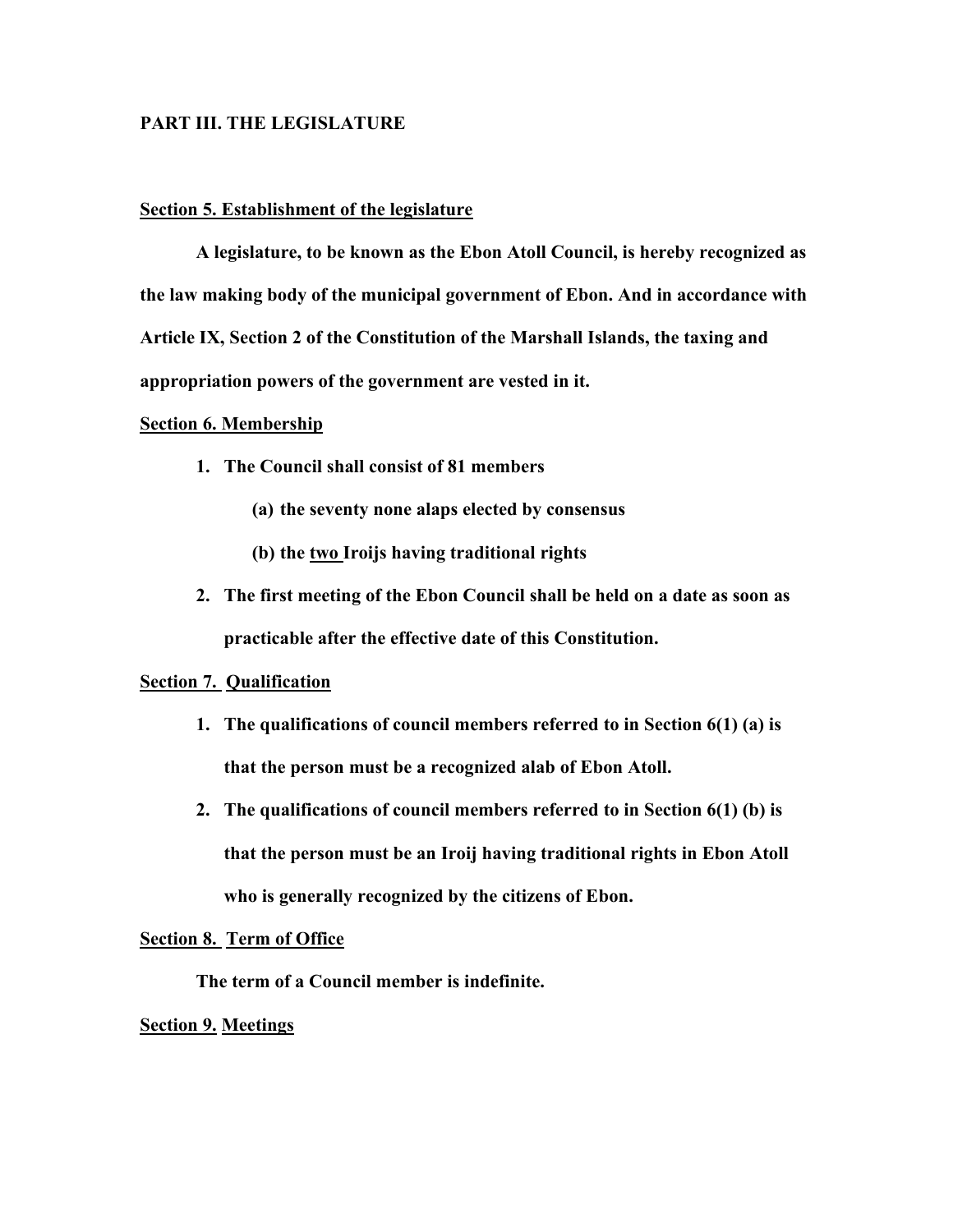**PART III. THE LEGISLATURE**

**Section 5. Establishment of the legislature**

**A legislature, to be known as the Ebon Atoll Council, is hereby recognized as the law making body of the municipal government of Ebon. And in accordance with Article IX, Section 2 of the Constitution of the Marshall Islands, the taxing and appropriation powers of the government are vested in it.**

**Section 6. Membership**

1. **The Council shall consist of 81 members**
   - **(a) the seventy none alaps elected by consensus**
   - **(b) the two Iroijs having traditional rights**
2. **The first meeting of the Ebon Council shall be held on a date as soon as practicable after the effective date of this Constitution.**

**Section 7. Qualification**

1. **The qualifications of council members referred to in Section 6(1) (a) is that the person must be a recognized alab of Ebon Atoll.**
2. **The qualifications of council members referred to in Section 6(1) (b) is that the person must be an Iroij having traditional rights in Ebon Atoll who is generally recognized by the citizens of Ebon.**

**Section 8. Term of Office**

**The term of a Council member is indefinite.**

**Section 9. Meetings**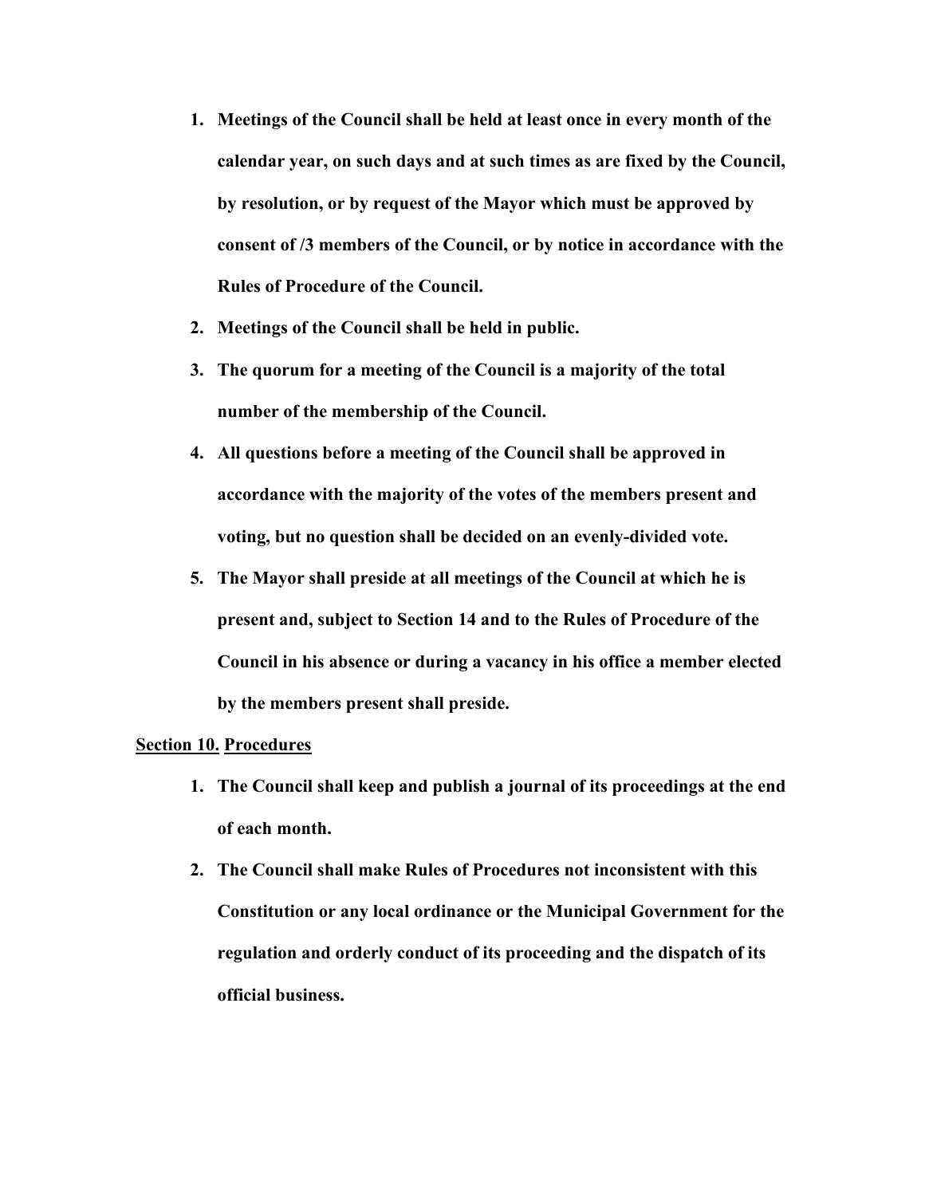1. **Meetings of the Council shall be held at least once in every month of the calendar year, on such days and at such times as are fixed by the Council, by resolution, or by request of the Mayor which must be approved by consent of /3 members of the Council, or by notice in accordance with the Rules of Procedure of the Council.**
2. **Meetings of the Council shall be held in public.**
3. **The quorum for a meeting of the Council is a majority of the total number of the membership of the Council.**
4. **All questions before a meeting of the Council shall be approved in accordance with the majority of the votes of the members present and voting, but no question shall be decided on an evenly-divided vote.**
5. **The Mayor shall preside at all meetings of the Council at which he is present and, subject to Section 14 and to the Rules of Procedure of the Council in his absence or during a vacancy in his office a member elected by the members present shall preside.**

**<u>Section 10.</u> <u>Procedures</u>**

1. **The Council shall keep and publish a journal of its proceedings at the end of each month.**
2. **The Council shall make Rules of Procedures not inconsistent with this Constitution or any local ordinance or the Municipal Government for the regulation and orderly conduct of its proceeding and the dispatch of its official business.**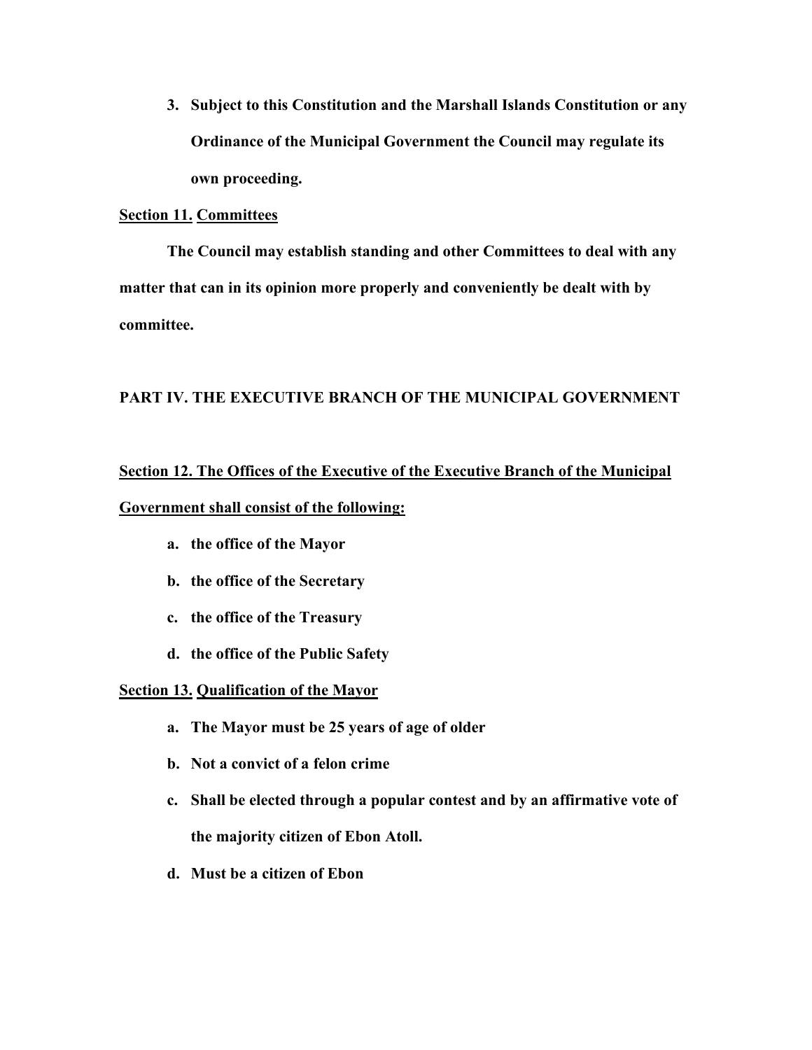3. **Subject to this Constitution and the Marshall Islands Constitution or any Ordinance of the Municipal Government the Council may regulate its own proceeding.**

**Section 11. Committees**

**The Council may establish standing and other Committees to deal with any matter that can in its opinion more properly and conveniently be dealt with by committee.**

## PART IV. THE EXECUTIVE BRANCH OF THE MUNICIPAL GOVERNMENT

**Section 12. The Offices of the Executive of the Executive Branch of the Municipal Government shall consist of the following:**

a. **the office of the Mayor**
b. **the office of the Secretary**
c. **the office of the Treasury**
d. **the office of the Public Safety**

**Section 13. Qualification of the Mayor**

a. **The Mayor must be 25 years of age of older**
b. **Not a convict of a felon crime**
c. **Shall be elected through a popular contest and by an affirmative vote of the majority citizen of Ebon Atoll.**
d. **Must be a citizen of Ebon**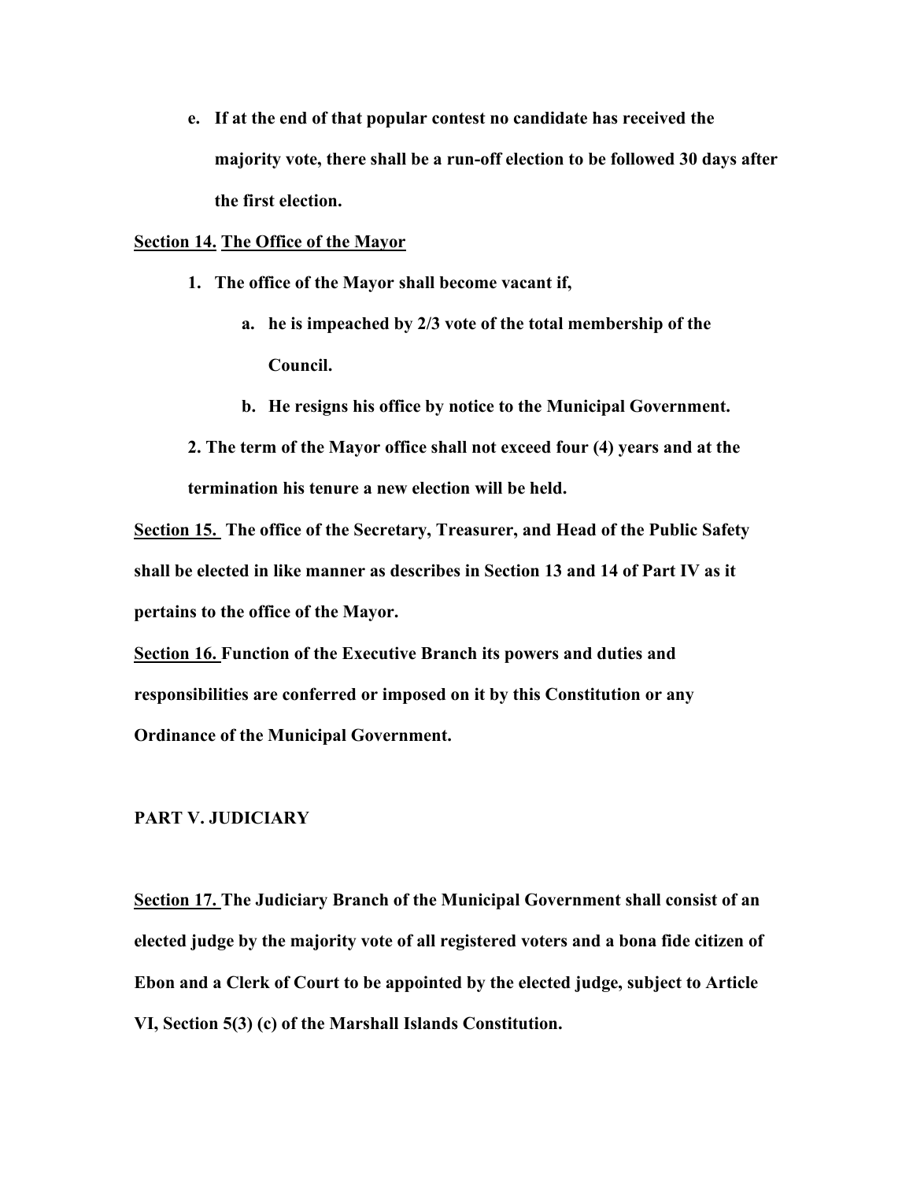e. **If at the end of that popular contest no candidate has received the majority vote, there shall be a run-off election to be followed 30 days after the first election.**

**<u>Section 14.</u> <u>The Office of the Mayor</u>**

1. **The office of the Mayor shall become vacant if,**

    a. **he is impeached by 2/3 vote of the total membership of the Council.**

    b. **He resigns his office by notice to the Municipal Government.**

2. **The term of the Mayor office shall not exceed four (4) years and at the termination his tenure a new election will be held.**

**<u>Section 15.</u> The office of the Secretary, Treasurer, and Head of the Public Safety shall be elected in like manner as describes in Section 13 and 14 of Part IV as it pertains to the office of the Mayor.**

**<u>Section 16.</u> Function of the Executive Branch its powers and duties and responsibilities are conferred or imposed on it by this Constitution or any Ordinance of the Municipal Government.**

**PART V. JUDICIARY**

**<u>Section 17.</u> The Judiciary Branch of the Municipal Government shall consist of an elected judge by the majority vote of all registered voters and a bona fide citizen of Ebon and a Clerk of Court to be appointed by the elected judge, subject to Article VI, Section 5(3) (c) of the Marshall Islands Constitution.**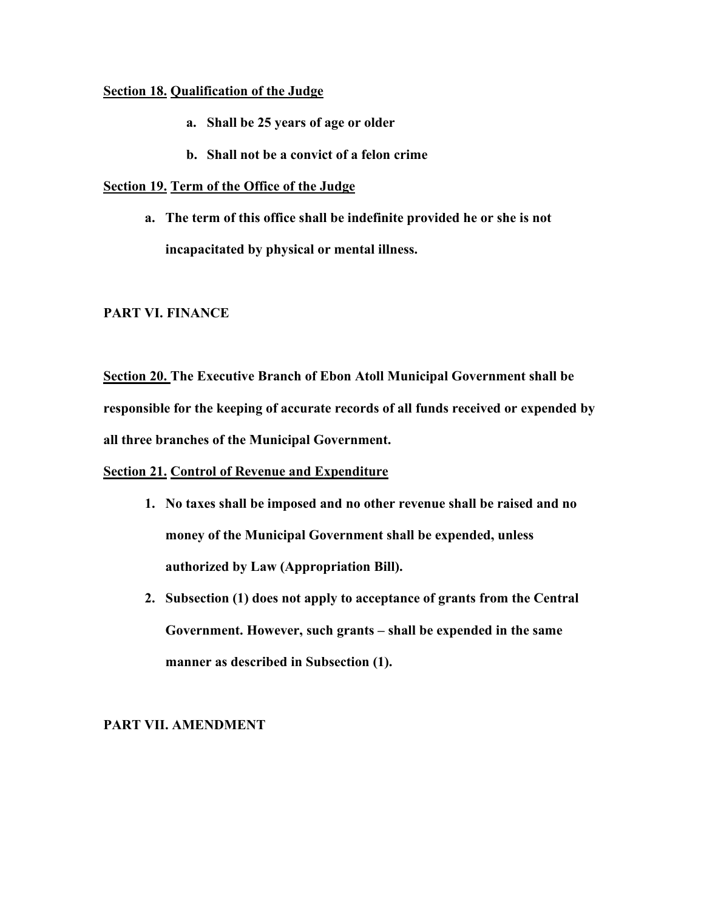**<u>Section 18.</u> <u>Qualification of the Judge</u>**

a. **Shall be 25 years of age or older**

b. **Shall not be a convict of a felon crime**

**<u>Section 19.</u> <u>Term of the Office of the Judge</u>**

a. **The term of this office shall be indefinite provided he or she is not incapacitated by physical or mental illness.**

## PART VI. FINANCE

**<u>Section 20.</u> The Executive Branch of Ebon Atoll Municipal Government shall be responsible for the keeping of accurate records of all funds received or expended by all three branches of the Municipal Government.**

**<u>Section 21.</u> <u>Control of Revenue and Expenditure</u>**

1. **No taxes shall be imposed and no other revenue shall be raised and no money of the Municipal Government shall be expended, unless authorized by Law (Appropriation Bill).**
2. **Subsection (1) does not apply to acceptance of grants from the Central Government. However, such grants – shall be expended in the same manner as described in Subsection (1).**

## PART VII. AMENDMENT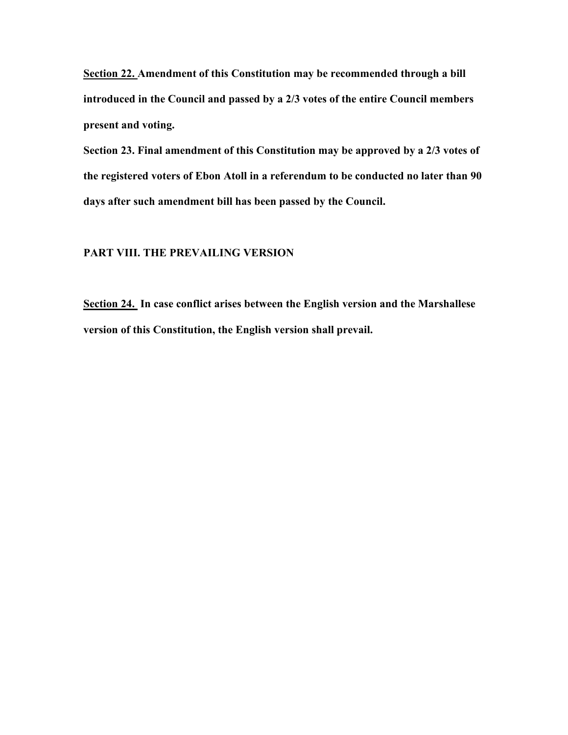**Section 22. Amendment of this Constitution may be recommended through a bill introduced in the Council and passed by a 2/3 votes of the entire Council members present and voting.**

**Section 23. Final amendment of this Constitution may be approved by a 2/3 votes of the registered voters of Ebon Atoll in a referendum to be conducted no later than 90 days after such amendment bill has been passed by the Council.**

## PART VIII. THE PREVAILING VERSION

**Section 24. In case conflict arises between the English version and the Marshallese version of this Constitution, the English version shall prevail.**